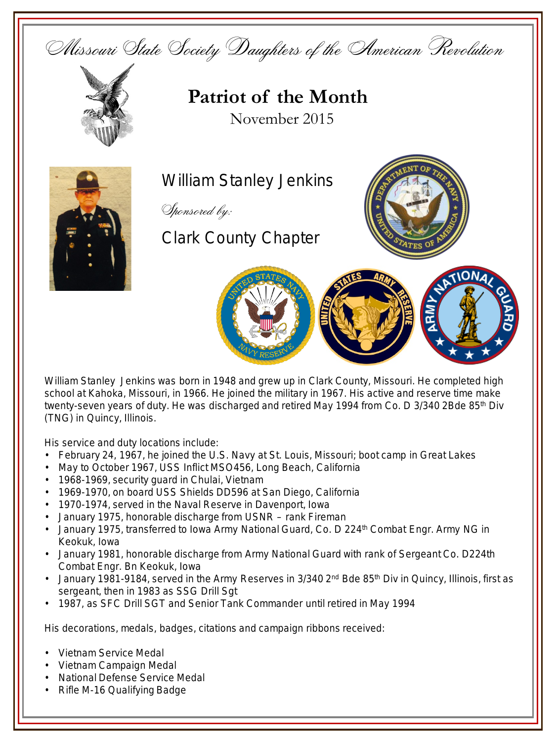Missouri State Society Daughters of the American Revolution

# Patriot of the Month

November 2015

## William Stanley Jenkins

*Sponsored by:*

Clark County Chapter

William Stanley Jenkins was born in 1948 and grew up in Clark County, Missouri. He completed high school at Kahoka, Missouri, in 1966. He joined the military in 1967. His active and reserve time make twenty-seven years of duty. He was discharged and retired May 1994 from Co. D 3/340 2Bde 85th Div (TNG) in Quincy, Illinois.

His service and duty locations include:

- February 24, 1967, he joined the U.S. Navy at St. Louis, Missouri; boot camp in Great Lakes
- May to October 1967, USS Inflict MSO456, Long Beach, California
- 1968-1969, security guard in Chulai, Vietnam
- 1969-1970, on board USS Shields DD596 at San Diego, California
- 1970-1974, served in the Naval Reserve in Davenport, Iowa
- January 1975, honorable discharge from USNR – rank Fireman
- January 1975, transferred to Iowa Army National Guard, Co. D 224th Combat Engr. Army NG in Keokuk, Iowa
- January 1981, honorable discharge from Army National Guard with rank of Sergeant Co. D224th Combat Engr. Bn Keokuk, Iowa
- January 1981-9184, served in the Army Reserves in 3/340 2nd Bde 85th Div in Quincy, Illinois, first as sergeant, then in 1983 as SSG Drill Sgt
- 1987, as SFC Drill SGT and Senior Tank Commander until retired in May 1994

His decorations, medals, badges, citations and campaign ribbons received:

- Vietnam Service Medal
- Vietnam Campaign Medal
- National Defense Service Medal
- Rifle M-16 Qualifying Badge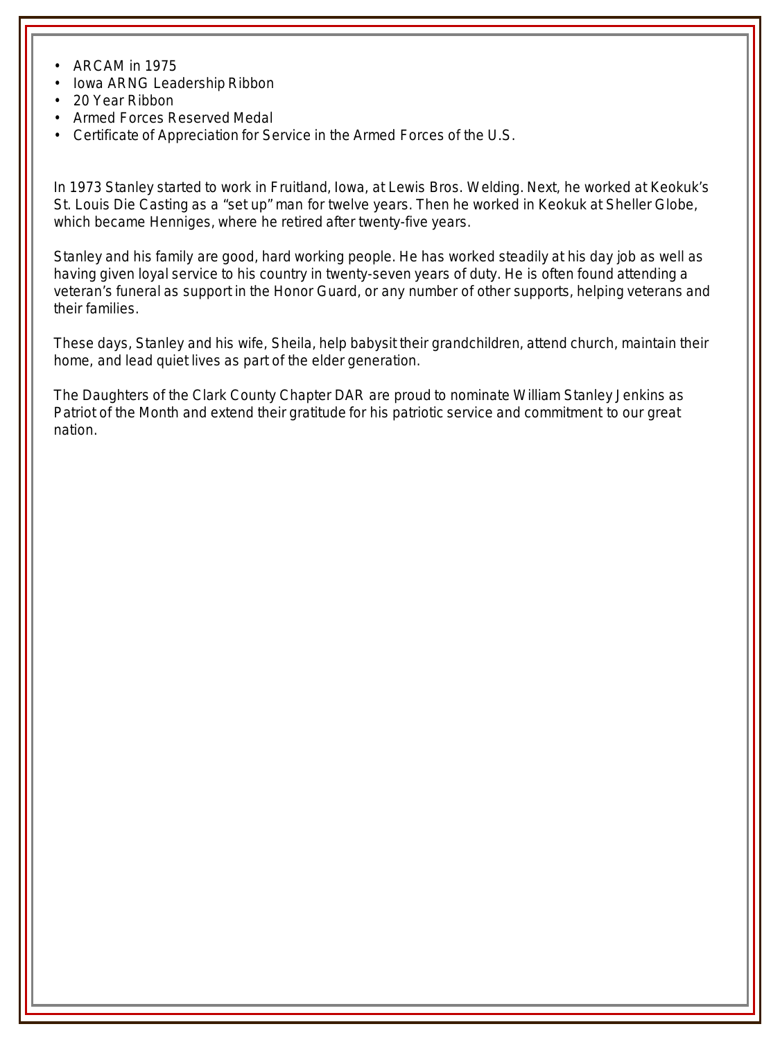- ARCAM in 1975
- Iowa ARNG Leadership Ribbon
- 20 Year Ribbon
- Armed Forces Reserved Medal
- Certificate of Appreciation for Service in the Armed Forces of the U.S.

In 1973 Stanley started to work in Fruitland, Iowa, at Lewis Bros. Welding. Next, he worked at Keokuk's St. Louis Die Casting as a "set up" man for twelve years. Then he worked in Keokuk at Sheller Globe, which became Henniges, where he retired after twenty-five years.

Stanley and his family are good, hard working people. He has worked steadily at his day job as well as having given loyal service to his country in twenty-seven years of duty. He is often found attending a veteran's funeral as support in the Honor Guard, or any number of other supports, helping veterans and their families.

These days, Stanley and his wife, Sheila, help babysit their grandchildren, attend church, maintain their home, and lead quiet lives as part of the elder generation.

The Daughters of the Clark County Chapter DAR are proud to nominate William Stanley Jenkins as Patriot of the Month and extend their gratitude for his patriotic service and commitment to our great nation.